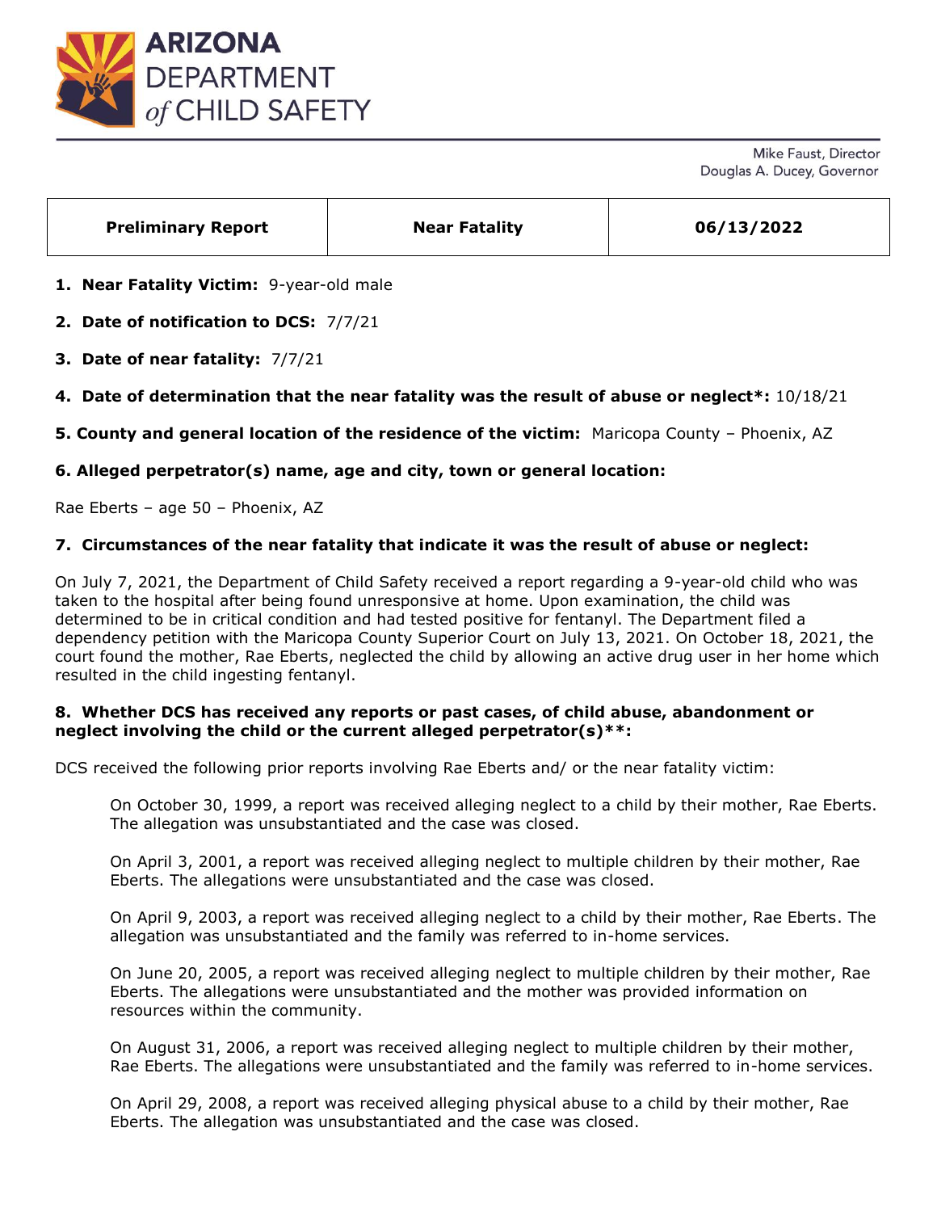# ARIZONA DEPARTMENT of CHILD SAFETY

Mike Faust, Director
Douglas A. Ducey, Governor

| Preliminary Report | Near Fatality | 06/13/2022 |
| --- | --- | --- |

1. **Near Fatality Victim:** 9-year-old male
2. **Date of notification to DCS:** 7/7/21
3. **Date of near fatality:** 7/7/21
4. **Date of determination that the near fatality was the result of abuse or neglect*:** 10/18/21
5. **County and general location of the residence of the victim:** Maricopa County – Phoenix, AZ
6. **Alleged perpetrator(s) name, age and city, town or general location:**

Rae Eberts – age 50 – Phoenix, AZ

7. **Circumstances of the near fatality that indicate it was the result of abuse or neglect:**

On July 7, 2021, the Department of Child Safety received a report regarding a 9-year-old child who was taken to the hospital after being found unresponsive at home. Upon examination, the child was determined to be in critical condition and had tested positive for fentanyl. The Department filed a dependency petition with the Maricopa County Superior Court on July 13, 2021. On October 18, 2021, the court found the mother, Rae Eberts, neglected the child by allowing an active drug user in her home which resulted in the child ingesting fentanyl.

8. **Whether DCS has received any reports or past cases, of child abuse, abandonment or neglect involving the child or the current alleged perpetrator(s)**:**

DCS received the following prior reports involving Rae Eberts and/ or the near fatality victim:

> On October 30, 1999, a report was received alleging neglect to a child by their mother, Rae Eberts. The allegation was unsubstantiated and the case was closed.
>
> On April 3, 2001, a report was received alleging neglect to multiple children by their mother, Rae Eberts. The allegations were unsubstantiated and the case was closed.
>
> On April 9, 2003, a report was received alleging neglect to a child by their mother, Rae Eberts. The allegation was unsubstantiated and the family was referred to in-home services.
>
> On June 20, 2005, a report was received alleging neglect to multiple children by their mother, Rae Eberts. The allegations were unsubstantiated and the mother was provided information on resources within the community.
>
> On August 31, 2006, a report was received alleging neglect to multiple children by their mother, Rae Eberts. The allegations were unsubstantiated and the family was referred to in-home services.
>
> On April 29, 2008, a report was received alleging physical abuse to a child by their mother, Rae Eberts. The allegation was unsubstantiated and the case was closed.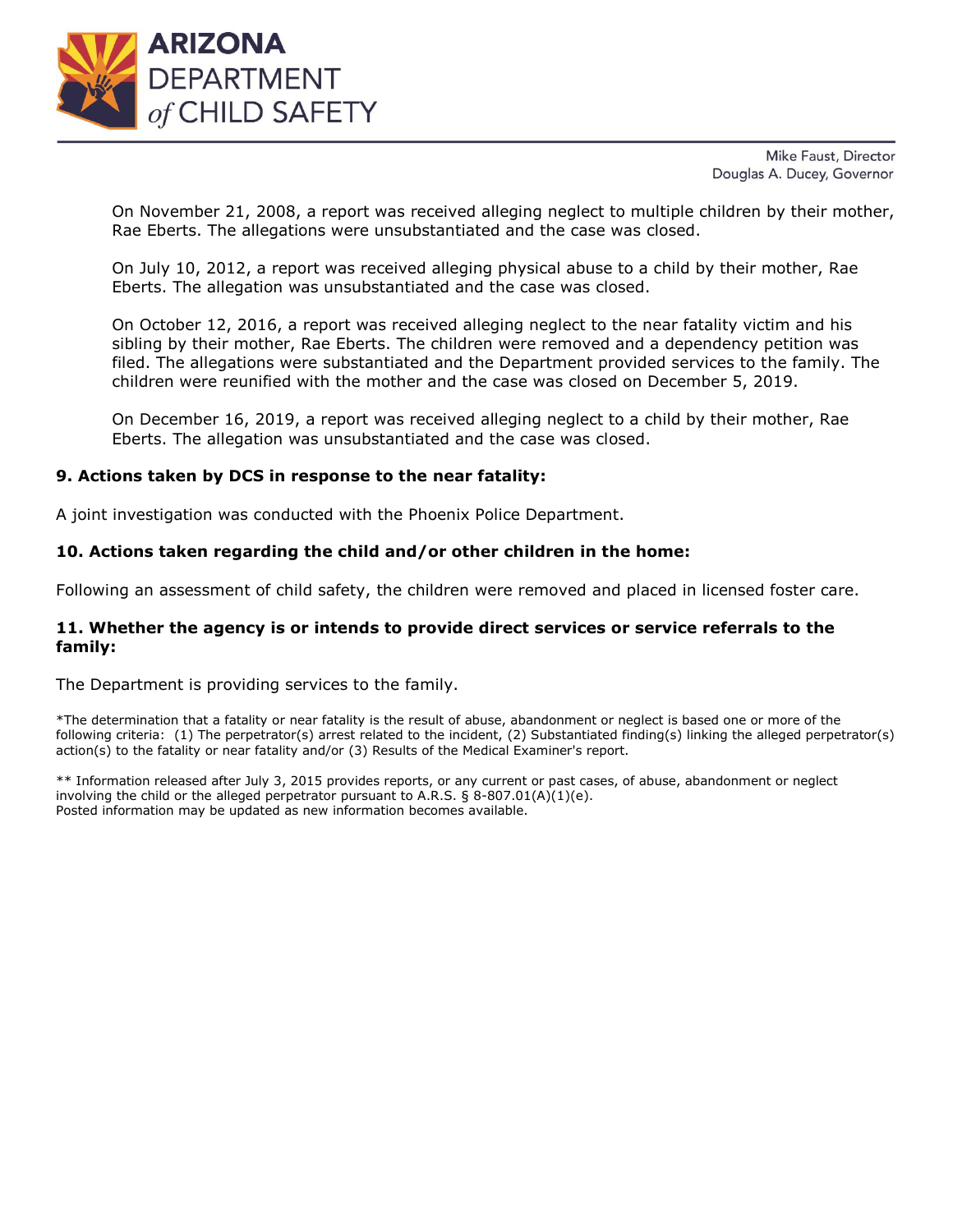On November 21, 2008, a report was received alleging neglect to multiple children by their mother, Rae Eberts. The allegations were unsubstantiated and the case was closed.

On July 10, 2012, a report was received alleging physical abuse to a child by their mother, Rae Eberts. The allegation was unsubstantiated and the case was closed.

On October 12, 2016, a report was received alleging neglect to the near fatality victim and his sibling by their mother, Rae Eberts. The children were removed and a dependency petition was filed. The allegations were substantiated and the Department provided services to the family. The children were reunified with the mother and the case was closed on December 5, 2019.

On December 16, 2019, a report was received alleging neglect to a child by their mother, Rae Eberts. The allegation was unsubstantiated and the case was closed.

**9. Actions taken by DCS in response to the near fatality:**

A joint investigation was conducted with the Phoenix Police Department.

**10. Actions taken regarding the child and/or other children in the home:**

Following an assessment of child safety, the children were removed and placed in licensed foster care.

**11. Whether the agency is or intends to provide direct services or service referrals to the family:**

The Department is providing services to the family.

*The determination that a fatality or near fatality is the result of abuse, abandonment or neglect is based one or more of the following criteria: (1) The perpetrator(s) arrest related to the incident, (2) Substantiated finding(s) linking the alleged perpetrator(s) action(s) to the fatality or near fatality and/or (3) Results of the Medical Examiner's report.

** Information released after July 3, 2015 provides reports, or any current or past cases, of abuse, abandonment or neglect involving the child or the alleged perpetrator pursuant to A.R.S. § 8-807.01(A)(1)(e).
Posted information may be updated as new information becomes available.